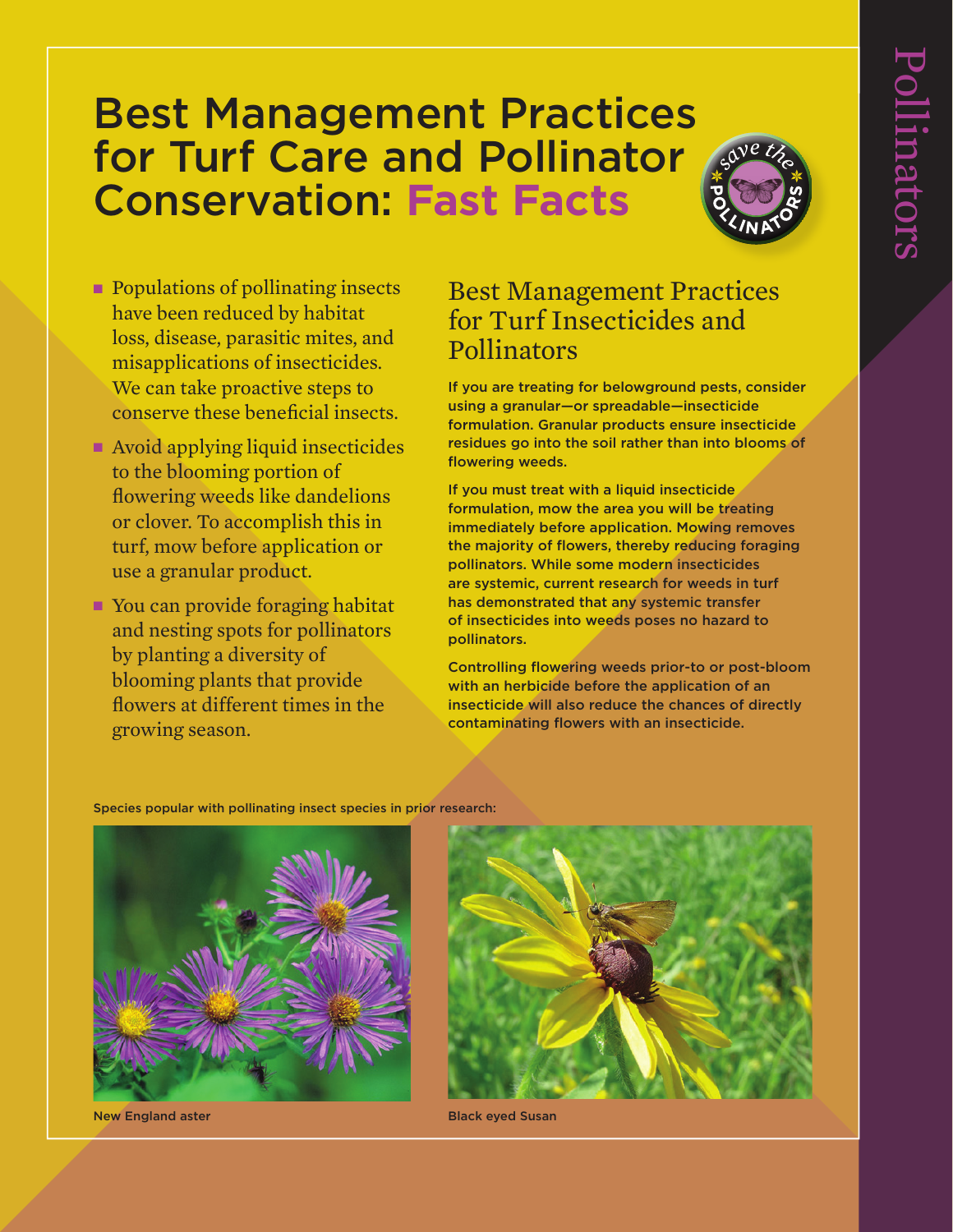# Best Management Practices for Turf Care and Pollinator Conservation: **Fast Facts**

Pollinators

- Populations of pollinating insects have been reduced by habitat loss, disease, parasitic mites, and misapplications of insecticides. We can take proactive steps to conserve these beneficial insects.
- Avoid applying liquid insecticides to the blooming portion of flowering weeds like dandelions or clover. To accomplish this in turf, mow before application or use a granular product.
- You can provide foraging habitat and nesting spots for pollinators by planting a diversity of blooming plants that provide flowers at different times in the growing season.

## Best Management Practices for Turf Insecticides and Pollinators

If you are treating for belowground pests, consider using a granular—or spreadable—insecticide formulation. Granular products ensure insecticide residues go into the soil rather than into blooms of flowering weeds.

If you must treat with a liquid insecticide formulation, mow the area you will be treating immediately before application. Mowing removes the majority of flowers, thereby reducing foraging pollinators. While some modern insecticides are systemic, current research for weeds in turf has demonstrated that any systemic transfer of insecticides into weeds poses no hazard to pollinators.

Controlling flowering weeds prior-to or post-bloom with an herbicide before the application of an insecticide will also reduce the chances of directly contaminating flowers with an insecticide.

Species popular with pollinating insect species in prior research:

New England aster

Black eyed Susan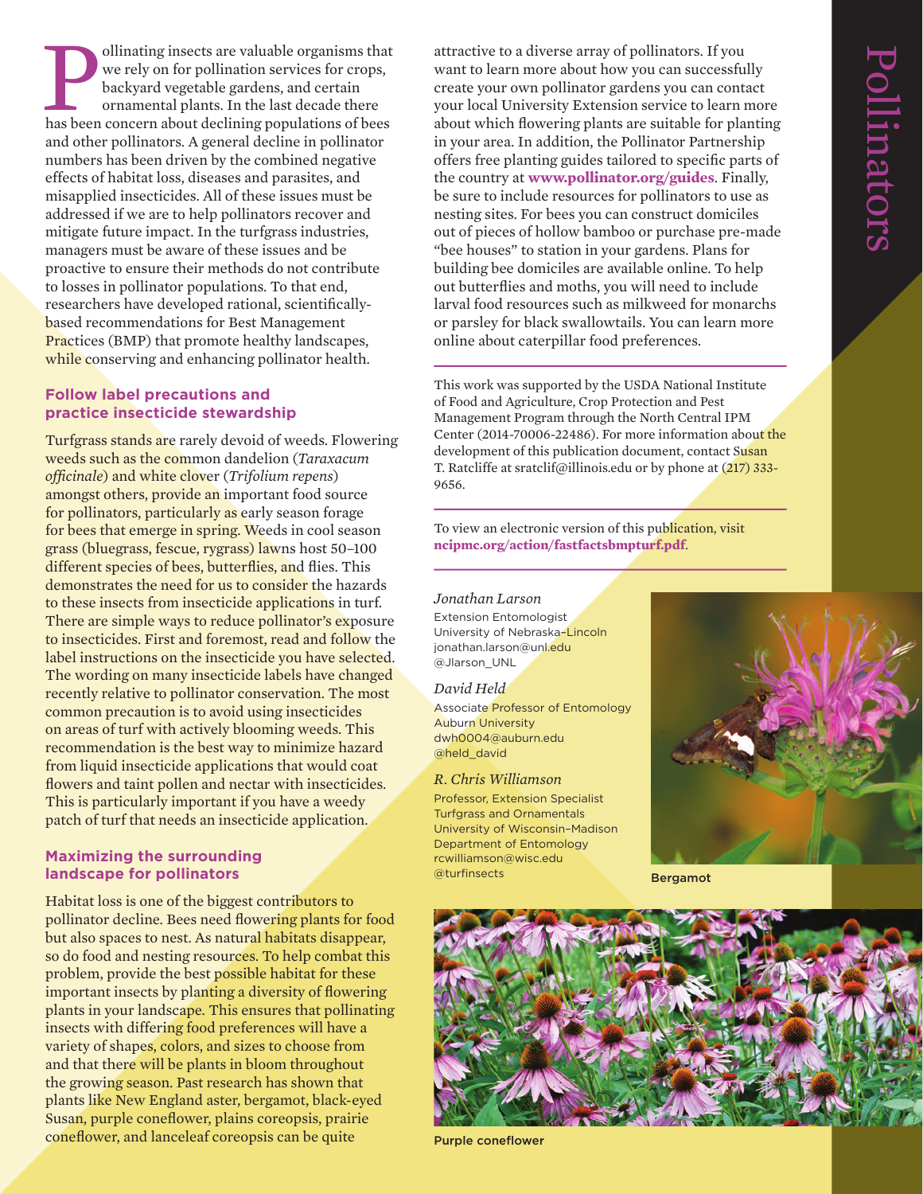Pollinating insects are valuable organisms that we rely on for pollination services for crops, backyard vegetable gardens, and certain ornamental plants. In the last decade there has been concern about declining populations of bees and other pollinators. A general decline in pollinator numbers has been driven by the combined negative effects of habitat loss, diseases and parasites, and misapplied insecticides. All of these issues must be addressed if we are to help pollinators recover and mitigate future impact. In the turfgrass industries, managers must be aware of these issues and be proactive to ensure their methods do not contribute to losses in pollinator populations. To that end, researchers have developed rational, scientifically-based recommendations for Best Management Practices (BMP) that promote healthy landscapes, while conserving and enhancing pollinator health.

## Follow label precautions and practice insecticide stewardship

Turfgrass stands are rarely devoid of weeds. Flowering weeds such as the common dandelion (*Taraxacum officinale*) and white clover (*Trifolium repens*) amongst others, provide an important food source for pollinators, particularly as early season forage for bees that emerge in spring. Weeds in cool season grass (bluegrass, fescue, rygrass) lawns host 50–100 different species of bees, butterflies, and flies. This demonstrates the need for us to consider the hazards to these insects from insecticide applications in turf. There are simple ways to reduce pollinator's exposure to insecticides. First and foremost, read and follow the label instructions on the insecticide you have selected. The wording on many insecticide labels have changed recently relative to pollinator conservation. The most common precaution is to avoid using insecticides on areas of turf with actively blooming weeds. This recommendation is the best way to minimize hazard from liquid insecticide applications that would coat flowers and taint pollen and nectar with insecticides. This is particularly important if you have a weedy patch of turf that needs an insecticide application.

## Maximizing the surrounding landscape for pollinators

Habitat loss is one of the biggest contributors to pollinator decline. Bees need flowering plants for food but also spaces to nest. As natural habitats disappear, so do food and nesting resources. To help combat this problem, provide the best possible habitat for these important insects by planting a diversity of flowering plants in your landscape. This ensures that pollinating insects with differing food preferences will have a variety of shapes, colors, and sizes to choose from and that there will be plants in bloom throughout the growing season. Past research has shown that plants like New England aster, bergamot, black-eyed Susan, purple coneflower, plains coreopsis, prairie coneflower, and lanceleaf coreopsis can be quite attractive to a diverse array of pollinators. If you want to learn more about how you can successfully create your own pollinator gardens you can contact your local University Extension service to learn more about which flowering plants are suitable for planting in your area. In addition, the Pollinator Partnership offers free planting guides tailored to specific parts of the country at **www.pollinator.org/guides**. Finally, be sure to include resources for pollinators to use as nesting sites. For bees you can construct domiciles out of pieces of hollow bamboo or purchase pre-made "bee houses" to station in your gardens. Plans for building bee domiciles are available online. To help out butterflies and moths, you will need to include larval food resources such as milkweed for monarchs or parsley for black swallowtails. You can learn more online about caterpillar food preferences.

---

This work was supported by the USDA National Institute of Food and Agriculture, Crop Protection and Pest Management Program through the North Central IPM Center (2014-70006-22486). For more information about the development of this publication document, contact Susan T. Ratcliffe at sratclif@illinois.edu or by phone at (217) 333-9656.

---

To view an electronic version of this publication, visit **ncipmc.org/action/fastfactsbmpturf.pdf**.

---

*Jonathan Larson*
Extension Entomologist
University of Nebraska–Lincoln
jonathan.larson@unl.edu
@Jlarson_UNL

*David Held*
Associate Professor of Entomology
Auburn University
dwh0004@auburn.edu
@held_david

*R. Chris Williamson*
Professor, Extension Specialist
Turfgrass and Ornamentals
University of Wisconsin–Madison
Department of Entomology
rcwilliamson@wisc.edu
@turfinsects

Bergamot

Purple coneflower